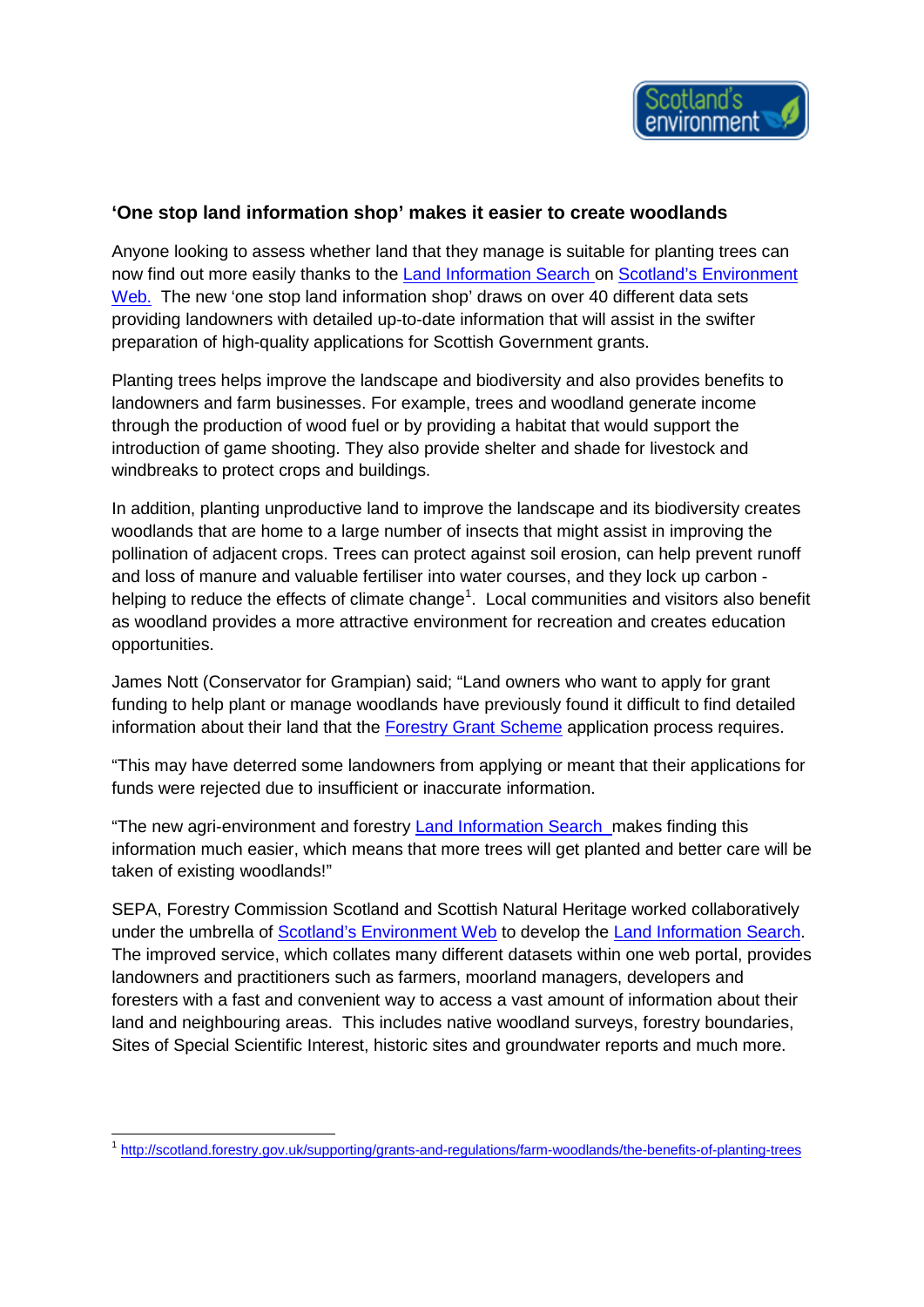## 'One stop land information shop' makes it easier to create woodlands

Anyone looking to assess whether land that they manage is suitable for planting trees can now find out more easily thanks to the Land Information Search on Scotland's Environment Web. The new 'one stop land information shop' draws on over 40 different data sets providing landowners with detailed up-to-date information that will assist in the swifter preparation of high-quality applications for Scottish Government grants.

Planting trees helps improve the landscape and biodiversity and also provides benefits to landowners and farm businesses. For example, trees and woodland generate income through the production of wood fuel or by providing a habitat that would support the introduction of game shooting. They also provide shelter and shade for livestock and windbreaks to protect crops and buildings.

In addition, planting unproductive land to improve the landscape and its biodiversity creates woodlands that are home to a large number of insects that might assist in improving the pollination of adjacent crops. Trees can protect against soil erosion, can help prevent runoff and loss of manure and valuable fertiliser into water courses, and they lock up carbon - helping to reduce the effects of climate change[1]. Local communities and visitors also benefit as woodland provides a more attractive environment for recreation and creates education opportunities.

James Nott (Conservator for Grampian) said; "Land owners who want to apply for grant funding to help plant or manage woodlands have previously found it difficult to find detailed information about their land that the Forestry Grant Scheme application process requires.

"This may have deterred some landowners from applying or meant that their applications for funds were rejected due to insufficient or inaccurate information.

"The new agri-environment and forestry Land Information Search makes finding this information much easier, which means that more trees will get planted and better care will be taken of existing woodlands!"

SEPA, Forestry Commission Scotland and Scottish Natural Heritage worked collaboratively under the umbrella of Scotland's Environment Web to develop the Land Information Search. The improved service, which collates many different datasets within one web portal, provides landowners and practitioners such as farmers, moorland managers, developers and foresters with a fast and convenient way to access a vast amount of information about their land and neighbouring areas. This includes native woodland surveys, forestry boundaries, Sites of Special Scientific Interest, historic sites and groundwater reports and much more.

---

[1] http://scotland.forestry.gov.uk/supporting/grants-and-regulations/farm-woodlands/the-benefits-of-planting-trees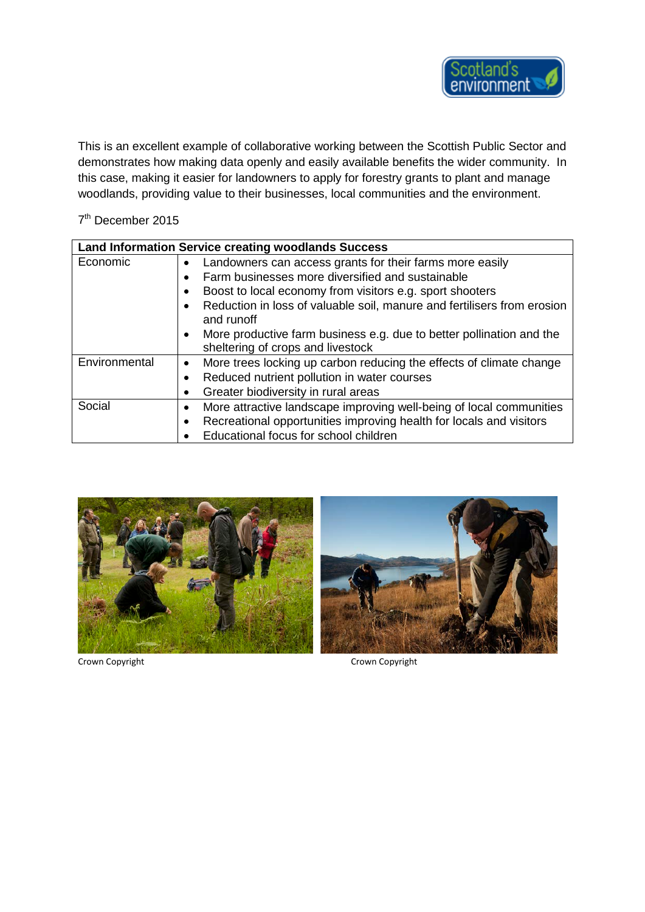This is an excellent example of collaborative working between the Scottish Public Sector and demonstrates how making data openly and easily available benefits the wider community. In this case, making it easier for landowners to apply for forestry grants to plant and manage woodlands, providing value to their businesses, local communities and the environment.

7th December 2015

| Land Information Service creating woodlands Success | |
|---|---|
| Economic | • Landowners can access grants for their farms more easily<br>• Farm businesses more diversified and sustainable<br>• Boost to local economy from visitors e.g. sport shooters<br>• Reduction in loss of valuable soil, manure and fertilisers from erosion and runoff<br>• More productive farm business e.g. due to better pollination and the sheltering of crops and livestock |
| Environmental | • More trees locking up carbon reducing the effects of climate change<br>• Reduced nutrient pollution in water courses<br>• Greater biodiversity in rural areas |
| Social | • More attractive landscape improving well-being of local communities<br>• Recreational opportunities improving health for locals and visitors<br>• Educational focus for school children |

Crown Copyright

Crown Copyright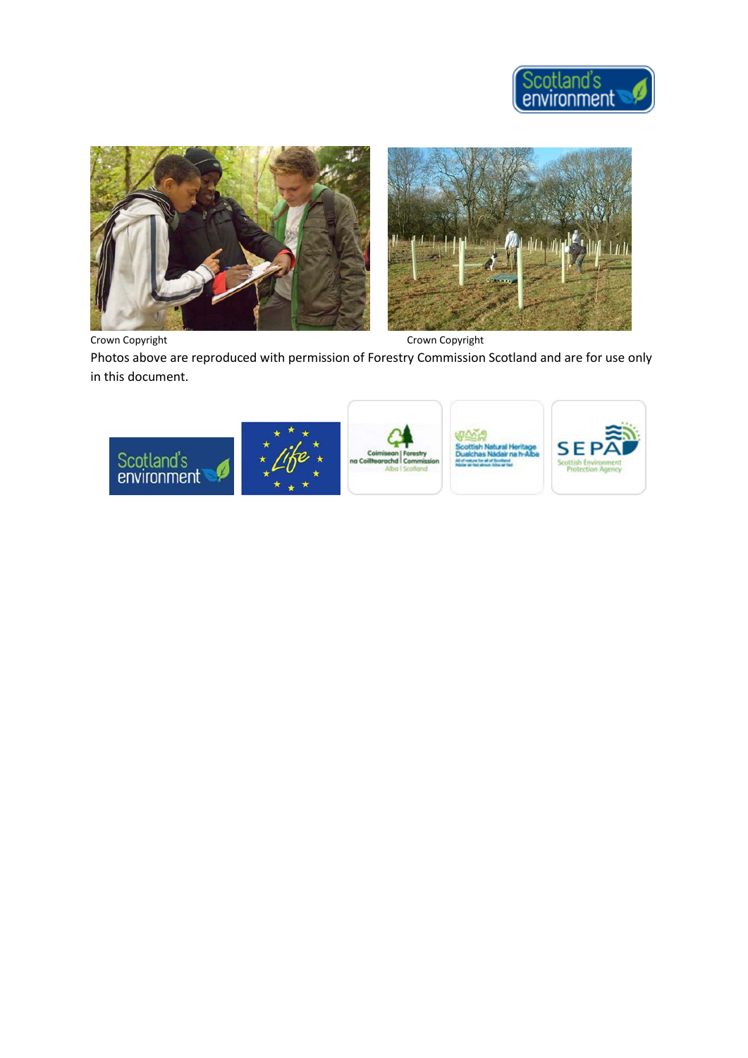Crown Copyright

Crown Copyright

Photos above are reproduced with permission of Forestry Commission Scotland and are for use only in this document.